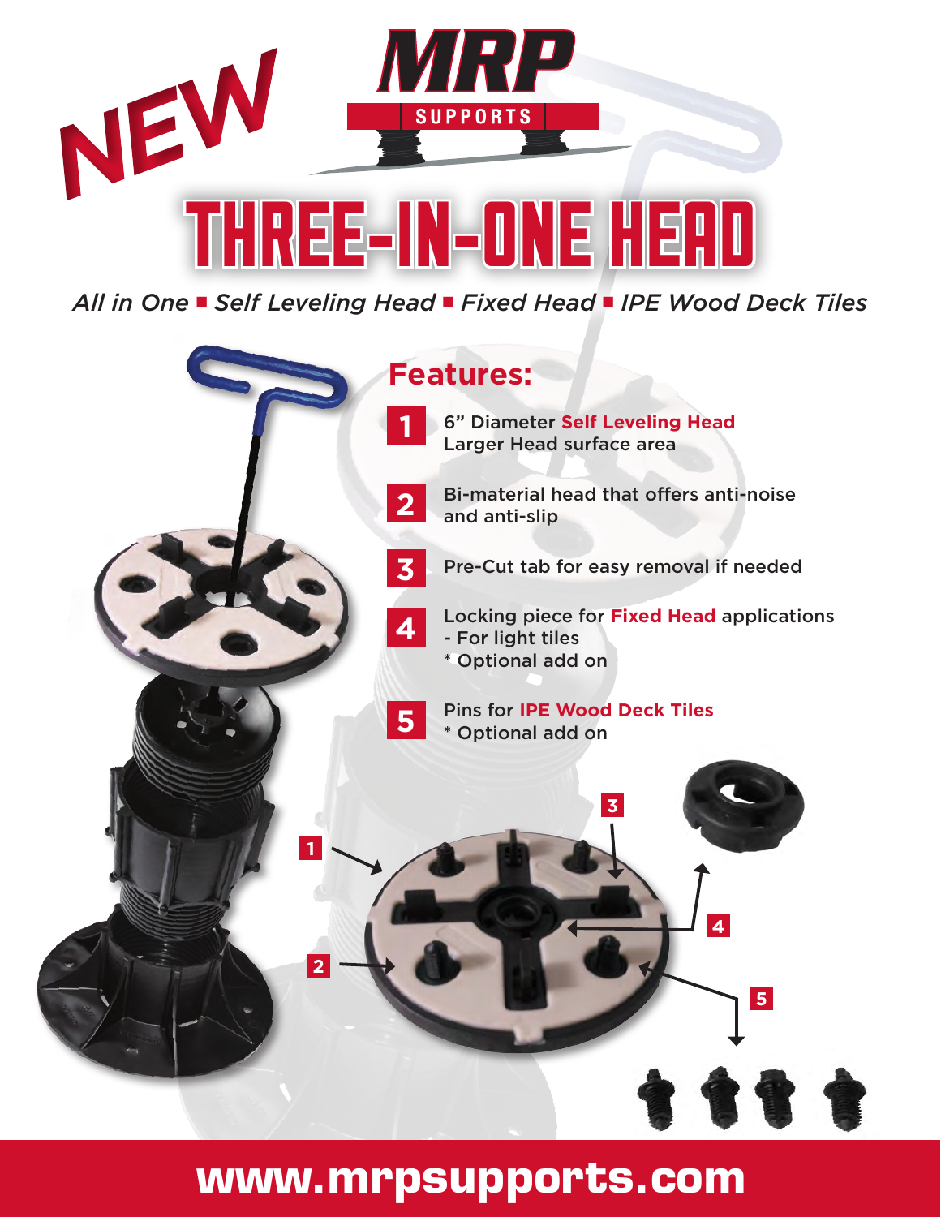NEW

# MRP SUPPORTS

# THREE-IN-ONE HEAD

*All in One ▪ Self Leveling Head ▪ Fixed Head ▪ IPE Wood Deck Tiles*

## Features:

1. 6" Diameter **Self Leveling Head**
   Larger Head surface area
2. Bi-material head that offers anti-noise and anti-slip
3. Pre-Cut tab for easy removal if needed
4. Locking piece for **Fixed Head** applications
   - For light tiles
   * Optional add on
5. Pins for **IPE Wood Deck Tiles**
   * Optional add on

**www.mrpsupports.com**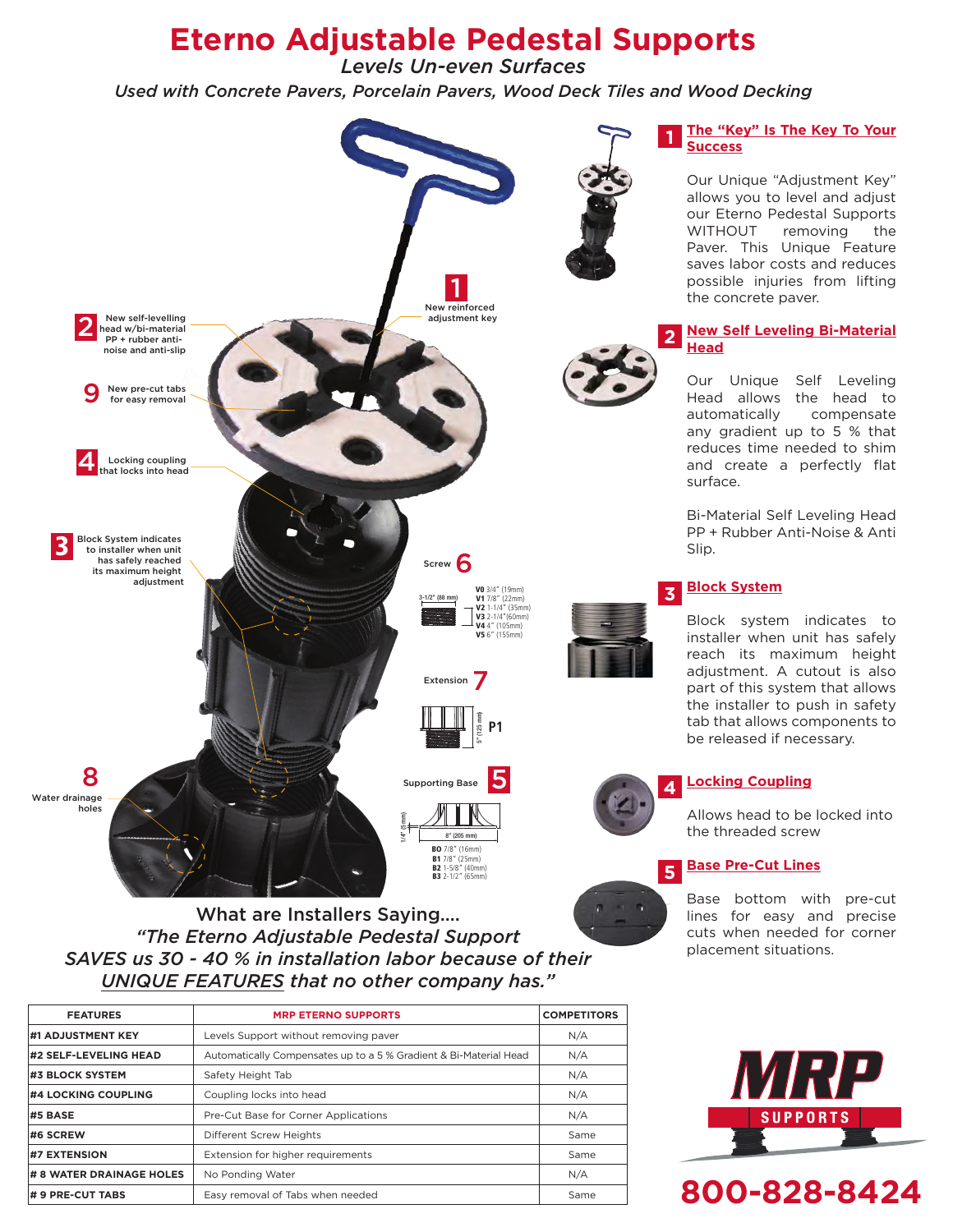# Eterno Adjustable Pedestal Supports

*Levels Un-even Surfaces*

*Used with Concrete Pavers, Porcelain Pavers, Wood Deck Tiles and Wood Decking*

1 New reinforced adjustment key

2 New self-levelling head w/bi-material PP + rubber anti-noise and anti-slip

9 New pre-cut tabs for easy removal

4 Locking coupling that locks into head

3 Block System indicates to installer when unit has safely reached its maximum height adjustment

8 Water drainage holes

Screw 6

3-1/2" (88 mm)

V0 3/4" (19mm)
V1 7/8" (22mm)
V2 1-1/4" (35mm)
V3 2-1/4" (60mm)
V4 4" (105mm)
V5 6" (155mm)

Extension 7

P1

5" (125 mm)

Supporting Base 5

1/4" (5 mm)

8" (205 mm)

B0 7/8" (16mm)
B1 7/8" (25mm)
B2 1-5/8" (40mm)
B3 2-1/2" (65mm)

## 1 The "Key" Is The Key To Your Success

Our Unique "Adjustment Key" allows you to level and adjust our Eterno Pedestal Supports WITHOUT removing the Paver. This Unique Feature saves labor costs and reduces possible injuries from lifting the concrete paver.

## 2 New Self Leveling Bi-Material Head

Our Unique Self Leveling Head allows the head to automatically compensate any gradient up to 5 % that reduces time needed to shim and create a perfectly flat surface.

Bi-Material Self Leveling Head PP + Rubber Anti-Noise & Anti Slip.

## 3 Block System

Block system indicates to installer when unit has safely reach its maximum height adjustment. A cutout is also part of this system that allows the installer to push in safety tab that allows components to be released if necessary.

## 4 Locking Coupling

Allows head to be locked into the threaded screw

## 5 Base Pre-Cut Lines

Base bottom with pre-cut lines for easy and precise cuts when needed for corner placement situations.

What are Installers Saying....

*"The Eterno Adjustable Pedestal Support SAVES us 30 - 40 % in installation labor because of their UNIQUE FEATURES that no other company has."*

| FEATURES | MRP ETERNO SUPPORTS | COMPETITORS |
|---|---|---|
| #1 ADJUSTMENT KEY | Levels Support without removing paver | N/A |
| #2 SELF-LEVELING HEAD | Automatically Compensates up to a 5 % Gradient & Bi-Material Head | N/A |
| #3 BLOCK SYSTEM | Safety Height Tab | N/A |
| #4 LOCKING COUPLING | Coupling locks into head | N/A |
| #5 BASE | Pre-Cut Base for Corner Applications | N/A |
| #6 SCREW | Different Screw Heights | Same |
| #7 EXTENSION | Extension for higher requirements | Same |
| # 8 WATER DRAINAGE HOLES | No Ponding Water | N/A |
| # 9 PRE-CUT TABS | Easy removal of Tabs when needed | Same |

MRP SUPPORTS

800-828-8424